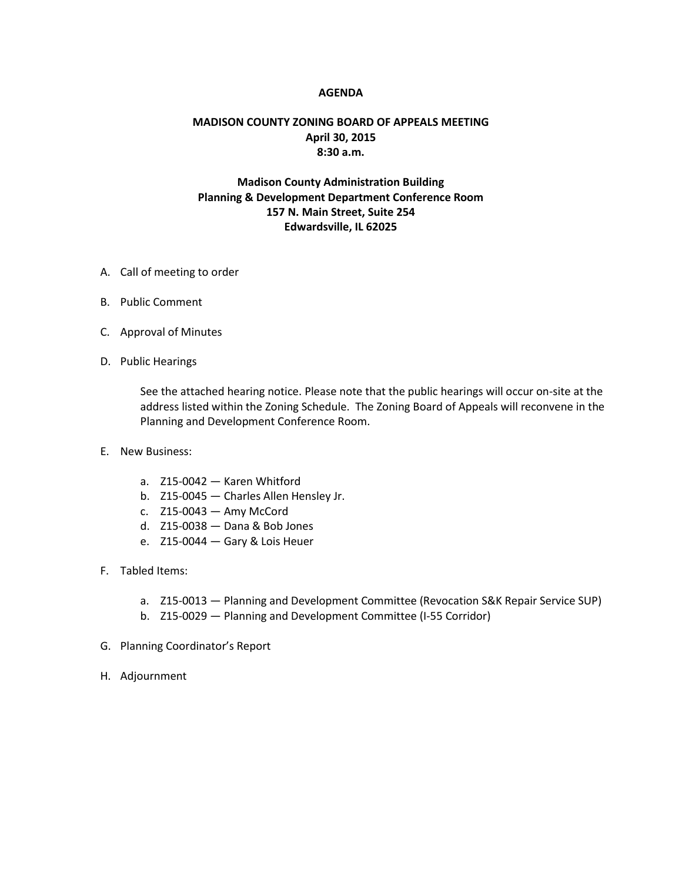# AGENDA

## MADISON COUNTY ZONING BOARD OF APPEALS MEETING
**April 30, 2015**
**8:30 a.m.**

**Madison County Administration Building**
**Planning & Development Department Conference Room**
**157 N. Main Street, Suite 254**
**Edwardsville, IL 62025**

A. Call of meeting to order

B. Public Comment

C. Approval of Minutes

D. Public Hearings

   See the attached hearing notice. Please note that the public hearings will occur on-site at the address listed within the Zoning Schedule. The Zoning Board of Appeals will reconvene in the Planning and Development Conference Room.

E. New Business:

   a. Z15-0042 — Karen Whitford
   b. Z15-0045 — Charles Allen Hensley Jr.
   c. Z15-0043 — Amy McCord
   d. Z15-0038 — Dana & Bob Jones
   e. Z15-0044 — Gary & Lois Heuer

F. Tabled Items:

   a. Z15-0013 — Planning and Development Committee (Revocation S&K Repair Service SUP)
   b. Z15-0029 — Planning and Development Committee (I-55 Corridor)

G. Planning Coordinator's Report

H. Adjournment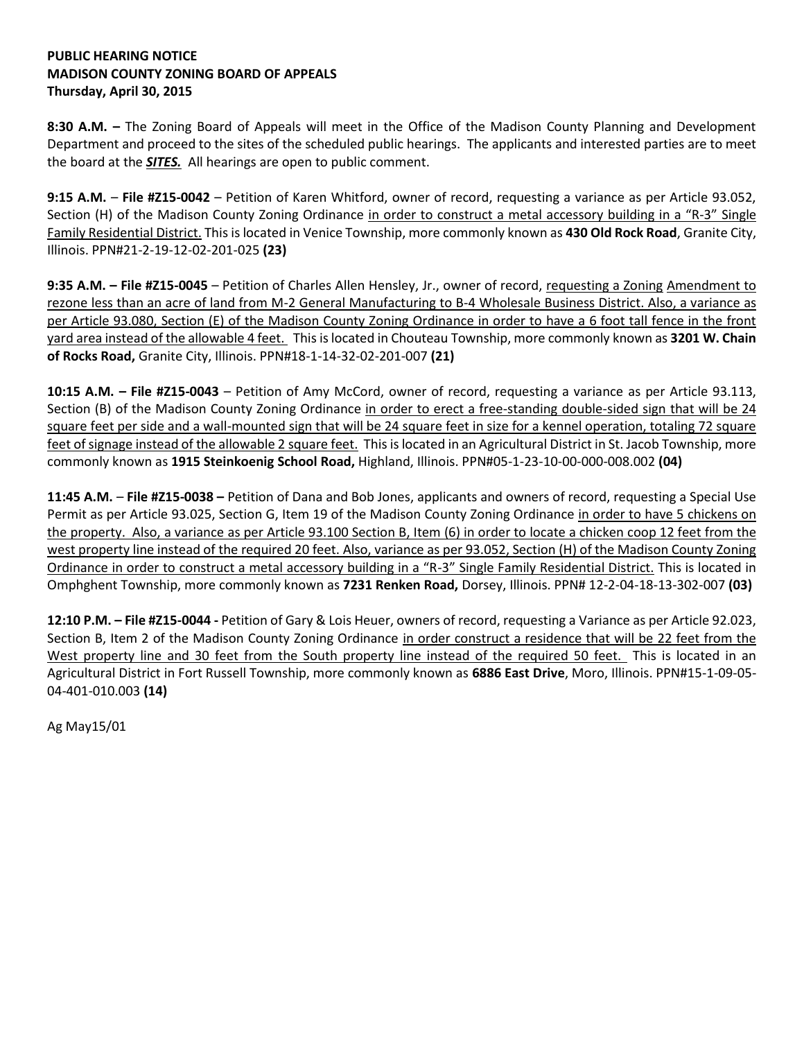**PUBLIC HEARING NOTICE**
**MADISON COUNTY ZONING BOARD OF APPEALS**
**Thursday, April 30, 2015**

**8:30 A.M. –** The Zoning Board of Appeals will meet in the Office of the Madison County Planning and Development Department and proceed to the sites of the scheduled public hearings. The applicants and interested parties are to meet the board at the ***SITES.*** All hearings are open to public comment.

**9:15 A.M.** – **File #Z15-0042** – Petition of Karen Whitford, owner of record, requesting a variance as per Article 93.052, Section (H) of the Madison County Zoning Ordinance in order to construct a metal accessory building in a "R-3" Single Family Residential District. This is located in Venice Township, more commonly known as **430 Old Rock Road**, Granite City, Illinois. PPN#21-2-19-12-02-201-025 **(23)**

**9:35 A.M. – File #Z15-0045** – Petition of Charles Allen Hensley, Jr., owner of record, requesting a Zoning Amendment to rezone less than an acre of land from M-2 General Manufacturing to B-4 Wholesale Business District. Also, a variance as per Article 93.080, Section (E) of the Madison County Zoning Ordinance in order to have a 6 foot tall fence in the front yard area instead of the allowable 4 feet. This is located in Chouteau Township, more commonly known as **3201 W. Chain of Rocks Road,** Granite City, Illinois. PPN#18-1-14-32-02-201-007 **(21)**

**10:15 A.M. – File #Z15-0043** – Petition of Amy McCord, owner of record, requesting a variance as per Article 93.113, Section (B) of the Madison County Zoning Ordinance in order to erect a free-standing double-sided sign that will be 24 square feet per side and a wall-mounted sign that will be 24 square feet in size for a kennel operation, totaling 72 square feet of signage instead of the allowable 2 square feet. This is located in an Agricultural District in St. Jacob Township, more commonly known as **1915 Steinkoenig School Road,** Highland, Illinois. PPN#05-1-23-10-00-000-008.002 **(04)**

**11:45 A.M.** – **File #Z15-0038 –** Petition of Dana and Bob Jones, applicants and owners of record, requesting a Special Use Permit as per Article 93.025, Section G, Item 19 of the Madison County Zoning Ordinance in order to have 5 chickens on the property. Also, a variance as per Article 93.100 Section B, Item (6) in order to locate a chicken coop 12 feet from the west property line instead of the required 20 feet. Also, variance as per 93.052, Section (H) of the Madison County Zoning Ordinance in order to construct a metal accessory building in a "R-3" Single Family Residential District. This is located in Omphghent Township, more commonly known as **7231 Renken Road,** Dorsey, Illinois. PPN# 12-2-04-18-13-302-007 **(03)**

**12:10 P.M. – File #Z15-0044 -** Petition of Gary & Lois Heuer, owners of record, requesting a Variance as per Article 92.023, Section B, Item 2 of the Madison County Zoning Ordinance in order construct a residence that will be 22 feet from the West property line and 30 feet from the South property line instead of the required 50 feet. This is located in an Agricultural District in Fort Russell Township, more commonly known as **6886 East Drive**, Moro, Illinois. PPN#15-1-09-05-04-401-010.003 **(14)**

Ag May15/01